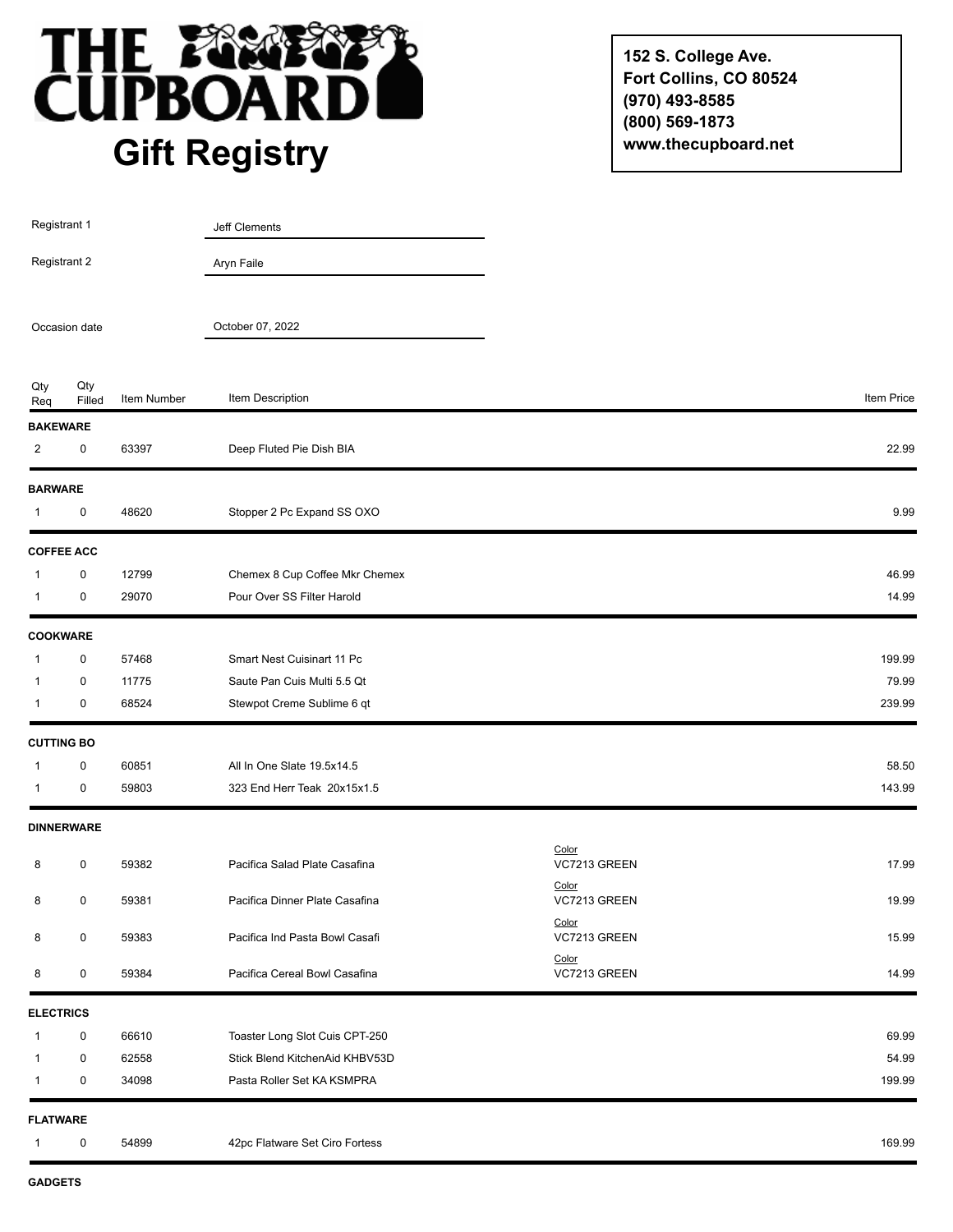# THE CUPBOARD

## Gift Registry

152 S. College Ave.
Fort Collins, CO 80524
(970) 493-8585
(800) 569-1873
www.thecupboard.net

Registrant 1: Jeff Clements

Registrant 2: Aryn Faile

Occasion date: October 07, 2022

| Qty Req | Qty Filled | Item Number | Item Description | | Item Price |
|---|---|---|---|---|---|
| **BAKEWARE** | | | | | |
| 2 | 0 | 63397 | Deep Fluted Pie Dish BIA | | 22.99 |
| **BARWARE** | | | | | |
| 1 | 0 | 48620 | Stopper 2 Pc Expand SS OXO | | 9.99 |
| **COFFEE ACC** | | | | | |
| 1 | 0 | 12799 | Chemex 8 Cup Coffee Mkr Chemex | | 46.99 |
| 1 | 0 | 29070 | Pour Over SS Filter Harold | | 14.99 |
| **COOKWARE** | | | | | |
| 1 | 0 | 57468 | Smart Nest Cuisinart 11 Pc | | 199.99 |
| 1 | 0 | 11775 | Saute Pan Cuis Multi 5.5 Qt | | 79.99 |
| 1 | 0 | 68524 | Stewpot Creme Sublime 6 qt | | 239.99 |
| **CUTTING BO** | | | | | |
| 1 | 0 | 60851 | All In One Slate 19.5x14.5 | | 58.50 |
| 1 | 0 | 59803 | 323 End Herr Teak 20x15x1.5 | | 143.99 |
| **DINNERWARE** | | | | | |
| 8 | 0 | 59382 | Pacifica Salad Plate Casafina | Color: VC7213 GREEN | 17.99 |
| 8 | 0 | 59381 | Pacifica Dinner Plate Casafina | Color: VC7213 GREEN | 19.99 |
| 8 | 0 | 59383 | Pacifica Ind Pasta Bowl Casafi | Color: VC7213 GREEN | 15.99 |
| 8 | 0 | 59384 | Pacifica Cereal Bowl Casafina | Color: VC7213 GREEN | 14.99 |
| **ELECTRICS** | | | | | |
| 1 | 0 | 66610 | Toaster Long Slot Cuis CPT-250 | | 69.99 |
| 1 | 0 | 62558 | Stick Blend KitchenAid KHBV53D | | 54.99 |
| 1 | 0 | 34098 | Pasta Roller Set KA KSMPRA | | 199.99 |
| **FLATWARE** | | | | | |
| 1 | 0 | 54899 | 42pc Flatware Set Ciro Fortess | | 169.99 |
| **GADGETS** | | | | | |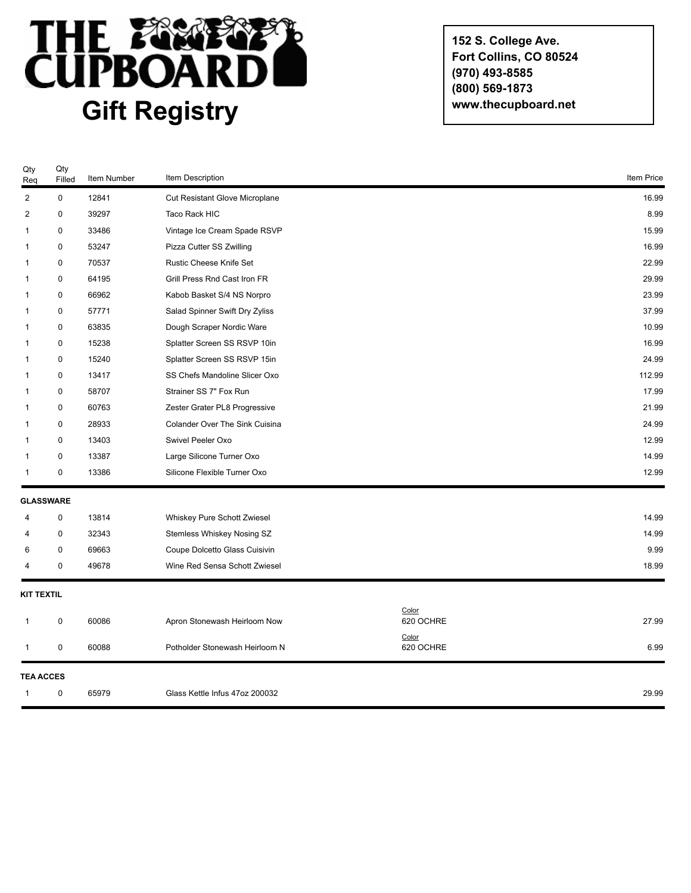# THE CUPBOARD

## Gift Registry

**152 S. College Ave.**
**Fort Collins, CO 80524**
**(970) 493-8585**
**(800) 569-1873**
**www.thecupboard.net**

| Qty Req | Qty Filled | Item Number | Item Description | | Item Price |
|---|---|---|---|---|---|
| 2 | 0 | 12841 | Cut Resistant Glove Microplane | | 16.99 |
| 2 | 0 | 39297 | Taco Rack HIC | | 8.99 |
| 1 | 0 | 33486 | Vintage Ice Cream Spade RSVP | | 15.99 |
| 1 | 0 | 53247 | Pizza Cutter SS Zwilling | | 16.99 |
| 1 | 0 | 70537 | Rustic Cheese Knife Set | | 22.99 |
| 1 | 0 | 64195 | Grill Press Rnd Cast Iron FR | | 29.99 |
| 1 | 0 | 66962 | Kabob Basket S/4 NS Norpro | | 23.99 |
| 1 | 0 | 57771 | Salad Spinner Swift Dry Zyliss | | 37.99 |
| 1 | 0 | 63835 | Dough Scraper Nordic Ware | | 10.99 |
| 1 | 0 | 15238 | Splatter Screen SS RSVP 10in | | 16.99 |
| 1 | 0 | 15240 | Splatter Screen SS RSVP 15in | | 24.99 |
| 1 | 0 | 13417 | SS Chefs Mandoline Slicer Oxo | | 112.99 |
| 1 | 0 | 58707 | Strainer SS 7" Fox Run | | 17.99 |
| 1 | 0 | 60763 | Zester Grater PL8 Progressive | | 21.99 |
| 1 | 0 | 28933 | Colander Over The Sink Cuisina | | 24.99 |
| 1 | 0 | 13403 | Swivel Peeler Oxo | | 12.99 |
| 1 | 0 | 13387 | Large Silicone Turner Oxo | | 14.99 |
| 1 | 0 | 13386 | Silicone Flexible Turner Oxo | | 12.99 |
| **GLASSWARE** | | | | | |
| 4 | 0 | 13814 | Whiskey Pure Schott Zwiesel | | 14.99 |
| 4 | 0 | 32343 | Stemless Whiskey Nosing SZ | | 14.99 |
| 6 | 0 | 69663 | Coupe Dolcetto Glass Cuisivin | | 9.99 |
| 4 | 0 | 49678 | Wine Red Sensa Schott Zwiesel | | 18.99 |
| **KIT TEXTIL** | | | | | |
| 1 | 0 | 60086 | Apron Stonewash Heirloom Now | Color 620 OCHRE | 27.99 |
| 1 | 0 | 60088 | Potholder Stonewash Heirloom N | Color 620 OCHRE | 6.99 |
| **TEA ACCES** | | | | | |
| 1 | 0 | 65979 | Glass Kettle Infus 47oz 200032 | | 29.99 |